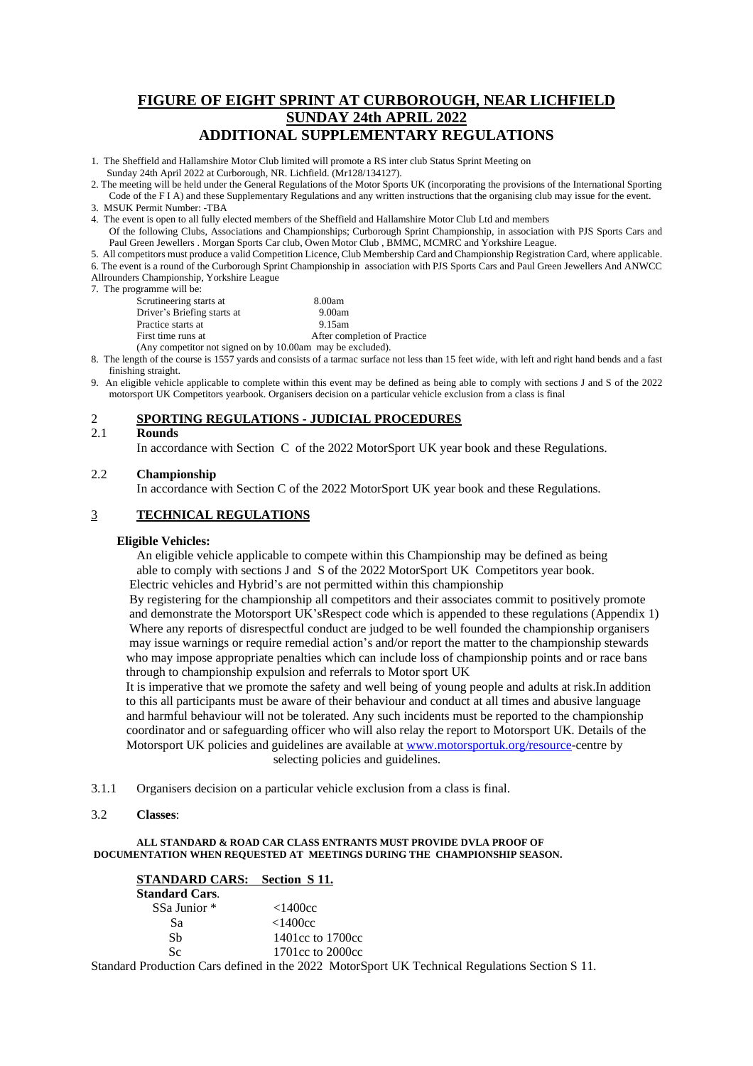# FIGURE OF EIGHT SPRINT AT CURBOROUGH, NEAR LICHFIELD

## SUNDAY 24th APRIL 2022

## ADDITIONAL SUPPLEMENTARY REGULATIONS

1. The Sheffield and Hallamshire Motor Club limited will promote a RS inter club Status Sprint Meeting on Sunday 24th April 2022 at Curborough, NR. Lichfield. (Mr128/134127).
2. The meeting will be held under the General Regulations of the Motor Sports UK (incorporating the provisions of the International Sporting Code of the F I A) and these Supplementary Regulations and any written instructions that the organising club may issue for the event.
3. MSUK Permit Number: -TBA
4. The event is open to all fully elected members of the Sheffield and Hallamshire Motor Club Ltd and members Of the following Clubs, Associations and Championships; Curborough Sprint Championship, in association with PJS Sports Cars and Paul Green Jewellers . Morgan Sports Car club, Owen Motor Club , BMMC, MCMRC and Yorkshire League.
5. All competitors must produce a valid Competition Licence, Club Membership Card and Championship Registration Card, where applicable.
6. The event is a round of the Curborough Sprint Championship in association with PJS Sports Cars and Paul Green Jewellers And ANWCC Allrounders Championship, Yorkshire League
7. The programme will be:

| | |
|---|---|
| Scrutineering starts at | 8.00am |
| Driver's Briefing starts at | 9.00am |
| Practice starts at | 9.15am |
| First time runs at | After completion of Practice |

(Any competitor not signed on by 10.00am may be excluded).

8. The length of the course is 1557 yards and consists of a tarmac surface not less than 15 feet wide, with left and right hand bends and a fast finishing straight.
9. An eligible vehicle applicable to complete within this event may be defined as being able to comply with sections J and S of the 2022 motorsport UK Competitors yearbook. Organisers decision on a particular vehicle exclusion from a class is final

## 2 SPORTING REGULATIONS - JUDICIAL PROCEDURES

### 2.1 Rounds

In accordance with Section C of the 2022 MotorSport UK year book and these Regulations.

### 2.2 Championship

In accordance with Section C of the 2022 MotorSport UK year book and these Regulations.

## 3 TECHNICAL REGULATIONS

**Eligible Vehicles:**

An eligible vehicle applicable to compete within this Championship may be defined as being able to comply with sections J and S of the 2022 MotorSport UK Competitors year book.

Electric vehicles and Hybrid's are not permitted within this championship

By registering for the championship all competitors and their associates commit to positively promote and demonstrate the Motorsport UK'sRespect code which is appended to these regulations (Appendix 1) Where any reports of disrespectful conduct are judged to be well founded the championship organisers may issue warnings or require remedial action's and/or report the matter to the championship stewards who may impose appropriate penalties which can include loss of championship points and or race bans through to championship expulsion and referrals to Motor sport UK

It is imperative that we promote the safety and well being of young people and adults at risk.In addition to this all participants must be aware of their behaviour and conduct at all times and abusive language and harmful behaviour will not be tolerated. Any such incidents must be reported to the championship coordinator and or safeguarding officer who will also relay the report to Motorsport UK. Details of the Motorsport UK policies and guidelines are available at www.motorsportuk.org/resource-centre by selecting policies and guidelines.

3.1.1 Organisers decision on a particular vehicle exclusion from a class is final.

3.2 **Classes**:

**ALL STANDARD & ROAD CAR CLASS ENTRANTS MUST PROVIDE DVLA PROOF OF DOCUMENTATION WHEN REQUESTED AT MEETINGS DURING THE CHAMPIONSHIP SEASON.**

**STANDARD CARS: Section S 11.**

**Standard Cars**.

| | |
|---|---|
| SSa Junior * | <1400cc |
| Sa | <1400cc |
| Sb | 1401cc to 1700cc |
| Sc | 1701cc to 2000cc |

Standard Production Cars defined in the 2022 MotorSport UK Technical Regulations Section S 11.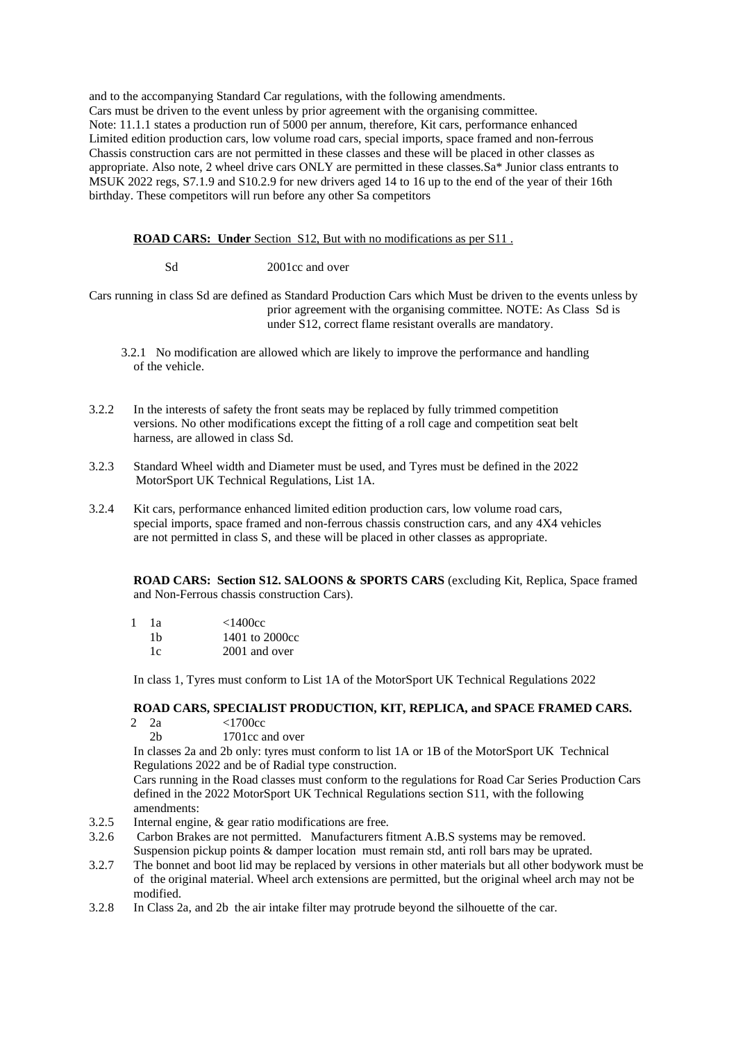and to the accompanying Standard Car regulations, with the following amendments.
Cars must be driven to the event unless by prior agreement with the organising committee.
Note: 11.1.1 states a production run of 5000 per annum, therefore, Kit cars, performance enhanced Limited edition production cars, low volume road cars, special imports, space framed and non-ferrous Chassis construction cars are not permitted in these classes and these will be placed in other classes as appropriate. Also note, 2 wheel drive cars ONLY are permitted in these classes.Sa* Junior class entrants to MSUK 2022 regs, S7.1.9 and S10.2.9 for new drivers aged 14 to 16 up to the end of the year of their 16th birthday. These competitors will run before any other Sa competitors

**ROAD CARS: Under** Section S12, But with no modifications as per S11 .

Sd 2001cc and over

Cars running in class Sd are defined as Standard Production Cars which Must be driven to the events unless by prior agreement with the organising committee. NOTE: As Class Sd is under S12, correct flame resistant overalls are mandatory.

3.2.1 No modification are allowed which are likely to improve the performance and handling of the vehicle.

3.2.2 In the interests of safety the front seats may be replaced by fully trimmed competition versions. No other modifications except the fitting of a roll cage and competition seat belt harness, are allowed in class Sd.

3.2.3 Standard Wheel width and Diameter must be used, and Tyres must be defined in the 2022 MotorSport UK Technical Regulations, List 1A.

3.2.4 Kit cars, performance enhanced limited edition production cars, low volume road cars, special imports, space framed and non-ferrous chassis construction cars, and any 4X4 vehicles are not permitted in class S, and these will be placed in other classes as appropriate.

**ROAD CARS: Section S12. SALOONS & SPORTS CARS** (excluding Kit, Replica, Space framed and Non-Ferrous chassis construction Cars).

1 1a <1400cc
1b 1401 to 2000cc
1c 2001 and over

In class 1, Tyres must conform to List 1A of the MotorSport UK Technical Regulations 2022

**ROAD CARS, SPECIALIST PRODUCTION, KIT, REPLICA, and SPACE FRAMED CARS.**

2 2a <1700cc
2b 1701cc and over

In classes 2a and 2b only: tyres must conform to list 1A or 1B of the MotorSport UK Technical Regulations 2022 and be of Radial type construction.
Cars running in the Road classes must conform to the regulations for Road Car Series Production Cars defined in the 2022 MotorSport UK Technical Regulations section S11, with the following amendments:

3.2.5 Internal engine, & gear ratio modifications are free.

3.2.6 Carbon Brakes are not permitted. Manufacturers fitment A.B.S systems may be removed. Suspension pickup points & damper location must remain std, anti roll bars may be uprated.

3.2.7 The bonnet and boot lid may be replaced by versions in other materials but all other bodywork must be of the original material. Wheel arch extensions are permitted, but the original wheel arch may not be modified.

3.2.8 In Class 2a, and 2b the air intake filter may protrude beyond the silhouette of the car.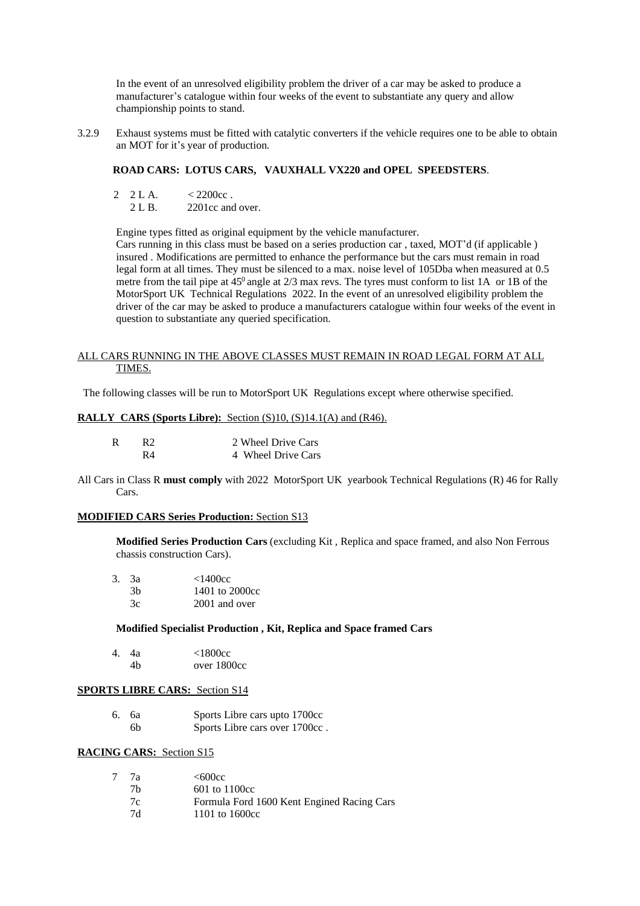In the event of an unresolved eligibility problem the driver of a car may be asked to produce a manufacturer's catalogue within four weeks of the event to substantiate any query and allow championship points to stand.

3.2.9 Exhaust systems must be fitted with catalytic converters if the vehicle requires one to be able to obtain an MOT for it's year of production.

**ROAD CARS: LOTUS CARS, VAUXHALL VX220 and OPEL SPEEDSTERS**.

| | | |
|---|---|---|
| 2 | 2 L A. | < 2200cc . |
| | 2 L B. | 2201cc and over. |

Engine types fitted as original equipment by the vehicle manufacturer.
Cars running in this class must be based on a series production car , taxed, MOT'd (if applicable ) insured . Modifications are permitted to enhance the performance but the cars must remain in road legal form at all times. They must be silenced to a max. noise level of 105Dba when measured at 0.5 metre from the tail pipe at $45^0$ angle at 2/3 max revs. The tyres must conform to list 1A or 1B of the MotorSport UK Technical Regulations 2022. In the event of an unresolved eligibility problem the driver of the car may be asked to produce a manufacturers catalogue within four weeks of the event in question to substantiate any queried specification.

ALL CARS RUNNING IN THE ABOVE CLASSES MUST REMAIN IN ROAD LEGAL FORM AT ALL TIMES.

The following classes will be run to MotorSport UK Regulations except where otherwise specified.

**RALLY CARS (Sports Libre):** Section (S)10, (S)14.1(A) and (R46).

| | | |
|---|---|---|
| R | R2 | 2 Wheel Drive Cars |
| | R4 | 4 Wheel Drive Cars |

All Cars in Class R **must comply** with 2022 MotorSport UK yearbook Technical Regulations (R) 46 for Rally Cars.

**MODIFIED CARS Series Production:** Section S13

**Modified Series Production Cars** (excluding Kit , Replica and space framed, and also Non Ferrous chassis construction Cars).

| | | |
|---|---|---|
| 3. | 3a | <1400cc |
| | 3b | 1401 to 2000cc |
| | 3c | 2001 and over |

**Modified Specialist Production , Kit, Replica and Space framed Cars**

| | | |
|---|---|---|
| 4. | 4a | <1800cc |
| | 4b | over 1800cc |

**SPORTS LIBRE CARS:** Section S14

| | | |
|---|---|---|
| 6. | 6a | Sports Libre cars upto 1700cc |
| | 6b | Sports Libre cars over 1700cc . |

**RACING CARS:** Section S15

| | | |
|---|---|---|
| 7 | 7a | <600cc |
| | 7b | 601 to 1100cc |
| | 7c | Formula Ford 1600 Kent Engined Racing Cars |
| | 7d | 1101 to 1600cc |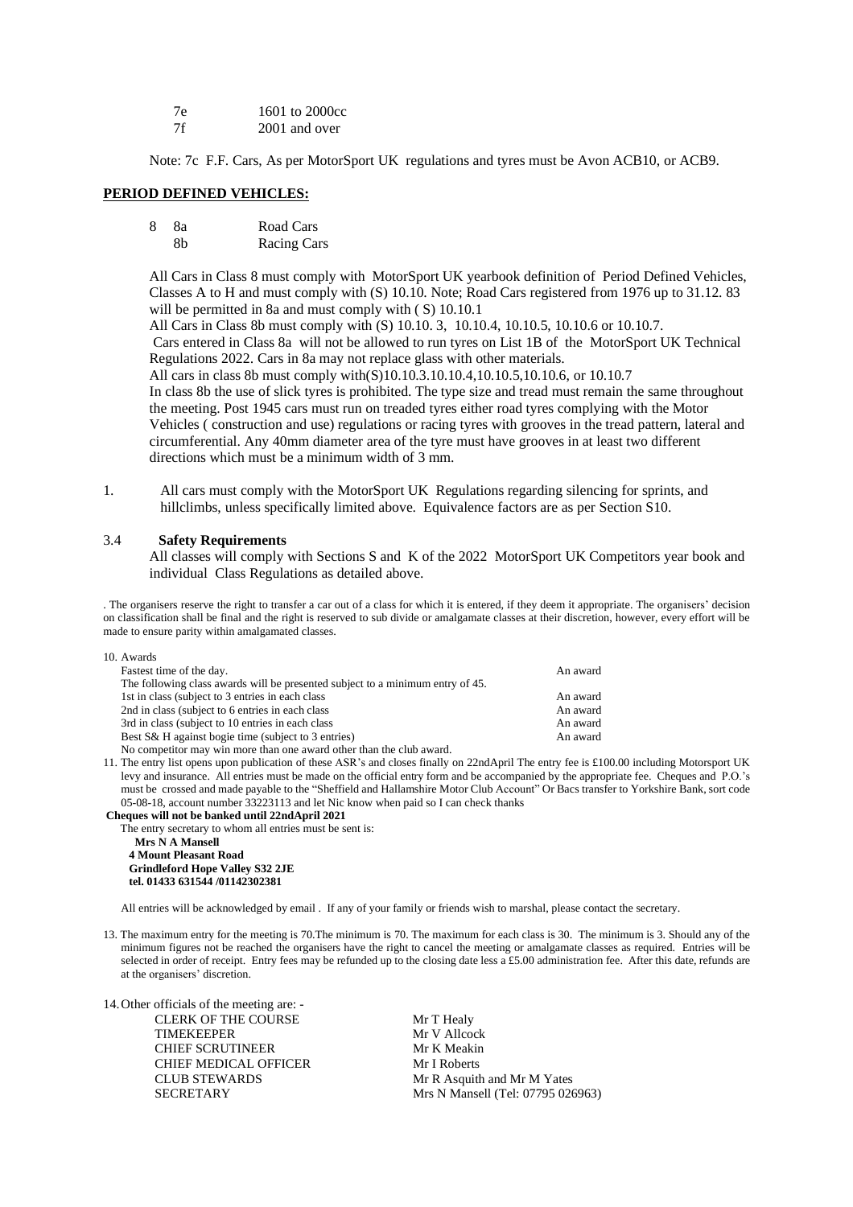| | |
|---|---|
| 7e | 1601 to 2000cc |
| 7f | 2001 and over |

Note: 7c F.F. Cars, As per MotorSport UK regulations and tyres must be Avon ACB10, or ACB9.

**PERIOD DEFINED VEHICLES:**

| | | |
|---|---|---|
| 8 | 8a | Road Cars |
| | 8b | Racing Cars |

All Cars in Class 8 must comply with MotorSport UK yearbook definition of Period Defined Vehicles, Classes A to H and must comply with (S) 10.10. Note; Road Cars registered from 1976 up to 31.12. 83 will be permitted in 8a and must comply with ( S) 10.10.1

All Cars in Class 8b must comply with (S) 10.10. 3, 10.10.4, 10.10.5, 10.10.6 or 10.10.7.

Cars entered in Class 8a will not be allowed to run tyres on List 1B of the MotorSport UK Technical Regulations 2022. Cars in 8a may not replace glass with other materials.

All cars in class 8b must comply with(S)10.10.3.10.10.4,10.10.5,10.10.6, or 10.10.7

In class 8b the use of slick tyres is prohibited. The type size and tread must remain the same throughout the meeting. Post 1945 cars must run on treaded tyres either road tyres complying with the Motor Vehicles ( construction and use) regulations or racing tyres with grooves in the tread pattern, lateral and circumferential. Any 40mm diameter area of the tyre must have grooves in at least two different directions which must be a minimum width of 3 mm.

1. All cars must comply with the MotorSport UK Regulations regarding silencing for sprints, and hillclimbs, unless specifically limited above. Equivalence factors are as per Section S10.

3.4 **Safety Requirements**

All classes will comply with Sections S and K of the 2022 MotorSport UK Competitors year book and individual Class Regulations as detailed above.

. The organisers reserve the right to transfer a car out of a class for which it is entered, if they deem it appropriate. The organisers' decision on classification shall be final and the right is reserved to sub divide or amalgamate classes at their discretion, however, every effort will be made to ensure parity within amalgamated classes.

10. Awards

| | |
|---|---|
| Fastest time of the day. | An award |
| The following class awards will be presented subject to a minimum entry of 45. | |
| 1st in class (subject to 3 entries in each class | An award |
| 2nd in class (subject to 6 entries in each class | An award |
| 3rd in class (subject to 10 entries in each class | An award |
| Best S& H against bogie time (subject to 3 entries) | An award |

No competitor may win more than one award other than the club award.

11. The entry list opens upon publication of these ASR's and closes finally on 22ndApril The entry fee is £100.00 including Motorsport UK levy and insurance. All entries must be made on the official entry form and be accompanied by the appropriate fee. Cheques and P.O.'s must be crossed and made payable to the "Sheffield and Hallamshire Motor Club Account" Or Bacs transfer to Yorkshire Bank, sort code 05-08-18, account number 33223113 and let Nic know when paid so I can check thanks

**Cheques will not be banked until 22ndApril 2021**

The entry secretary to whom all entries must be sent is:

**Mrs N A Mansell**
**4 Mount Pleasant Road**
**Grindleford Hope Valley S32 2JE**
**tel. 01433 631544 /01142302381**

All entries will be acknowledged by email . If any of your family or friends wish to marshal, please contact the secretary.

13. The maximum entry for the meeting is 70.The minimum is 70. The maximum for each class is 30. The minimum is 3. Should any of the minimum figures not be reached the organisers have the right to cancel the meeting or amalgamate classes as required. Entries will be selected in order of receipt. Entry fees may be refunded up to the closing date less a £5.00 administration fee. After this date, refunds are at the organisers' discretion.

14. Other officials of the meeting are: -

| | |
|---|---|
| CLERK OF THE COURSE | Mr T Healy |
| TIMEKEEPER | Mr V Allcock |
| CHIEF SCRUTINEER | Mr K Meakin |
| CHIEF MEDICAL OFFICER | Mr I Roberts |
| CLUB STEWARDS | Mr R Asquith and Mr M Yates |
| SECRETARY | Mrs N Mansell (Tel: 07795 026963) |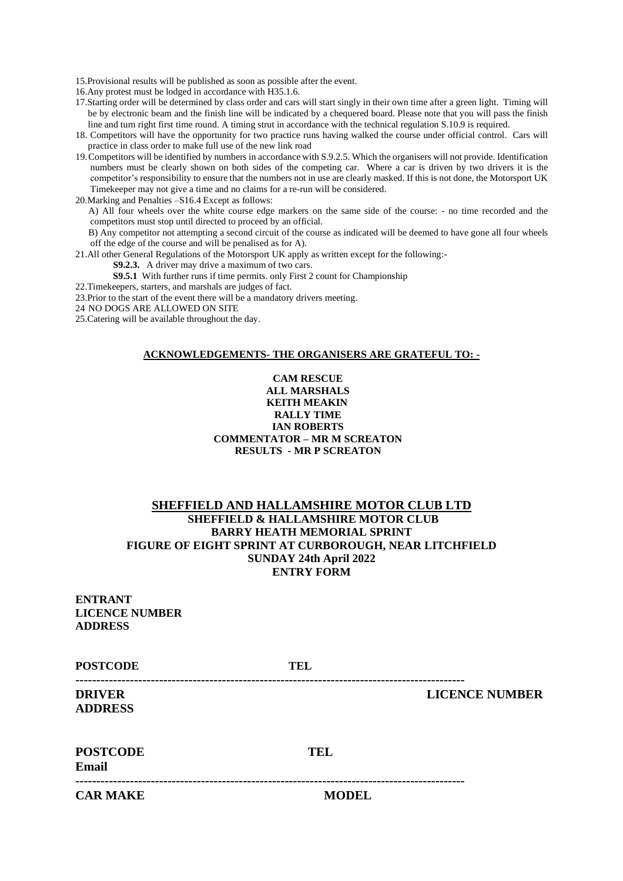15.Provisional results will be published as soon as possible after the event.

16.Any protest must be lodged in accordance with H35.1.6.

17.Starting order will be determined by class order and cars will start singly in their own time after a green light. Timing will be by electronic beam and the finish line will be indicated by a chequered board. Please note that you will pass the finish line and turn right first time round. A timing strut in accordance with the technical regulation S.10.9 is required.

18. Competitors will have the opportunity for two practice runs having walked the course under official control. Cars will practice in class order to make full use of the new link road

19.Competitors will be identified by numbers in accordance with S.9.2.5. Which the organisers will not provide. Identification numbers must be clearly shown on both sides of the competing car. Where a car is driven by two drivers it is the competitor's responsibility to ensure that the numbers not in use are clearly masked. If this is not done, the Motorsport UK Timekeeper may not give a time and no claims for a re-run will be considered.

20.Marking and Penalties –S16.4 Except as follows:

A) All four wheels over the white course edge markers on the same side of the course: - no time recorded and the competitors must stop until directed to proceed by an official.

B) Any competitor not attempting a second circuit of the course as indicated will be deemed to have gone all four wheels off the edge of the course and will be penalised as for A).

21.All other General Regulations of the Motorsport UK apply as written except for the following:-

**S9.2.3.** A driver may drive a maximum of two cars.

**S9.5.1** With further runs if time permits. only First 2 count for Championship

22.Timekeepers, starters, and marshals are judges of fact.

23.Prior to the start of the event there will be a mandatory drivers meeting.

24 NO DOGS ARE ALLOWED ON SITE

25.Catering will be available throughout the day.

**ACKNOWLEDGEMENTS- THE ORGANISERS ARE GRATEFUL TO: -**

**CAM RESCUE**
**ALL MARSHALS**
**KEITH MEAKIN**
**RALLY TIME**
**IAN ROBERTS**
**COMMENTATOR – MR M SCREATON**
**RESULTS - MR P SCREATON**

## SHEFFIELD AND HALLAMSHIRE MOTOR CLUB LTD

**SHEFFIELD & HALLAMSHIRE MOTOR CLUB**
**BARRY HEATH MEMORIAL SPRINT**
**FIGURE OF EIGHT SPRINT AT CURBOROUGH, NEAR LITCHFIELD**
**SUNDAY 24th April 2022**
**ENTRY FORM**

**ENTRANT**
**LICENCE NUMBER**
**ADDRESS**

**POSTCODE** **TEL**

---

**DRIVER** **LICENCE NUMBER**
**ADDRESS**

**POSTCODE** **TEL**
**Email**

---

**CAR MAKE** **MODEL**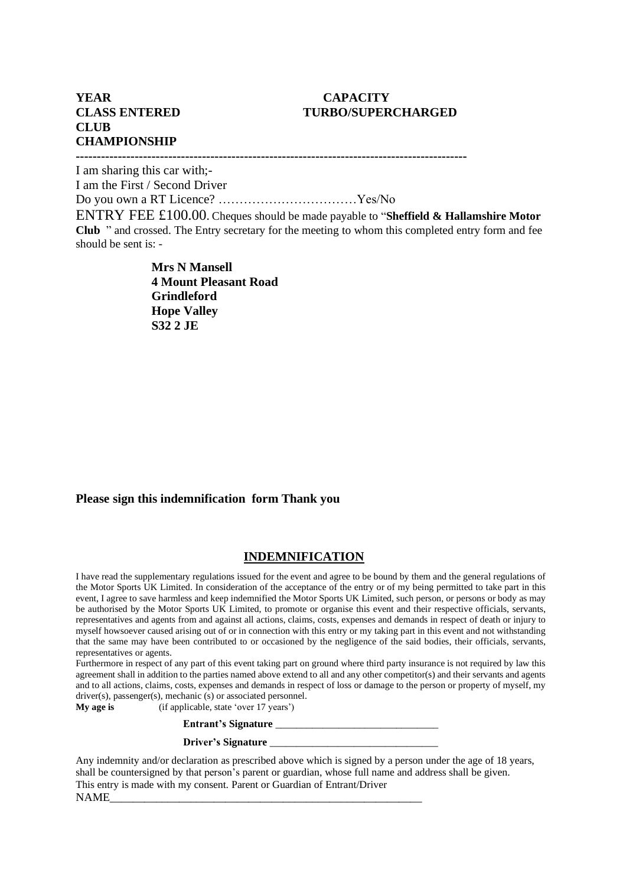**YEAR** **CAPACITY**
**CLASS ENTERED** **TURBO/SUPERCHARGED**
**CLUB**
**CHAMPIONSHIP**

---

I am sharing this car with;-
I am the First / Second Driver
Do you own a RT Licence? ……………………………Yes/No

ENTRY FEE £100.00. Cheques should be made payable to "**Sheffield & Hallamshire Motor Club** " and crossed. The Entry secretary for the meeting to whom this completed entry form and fee should be sent is: -

**Mrs N Mansell**
**4 Mount Pleasant Road**
**Grindleford**
**Hope Valley**
**S32 2 JE**

**Please sign this indemnification form Thank you**

## INDEMNIFICATION

I have read the supplementary regulations issued for the event and agree to be bound by them and the general regulations of the Motor Sports UK Limited. In consideration of the acceptance of the entry or of my being permitted to take part in this event, I agree to save harmless and keep indemnified the Motor Sports UK Limited, such person, or persons or body as may be authorised by the Motor Sports UK Limited, to promote or organise this event and their respective officials, servants, representatives and agents from and against all actions, claims, costs, expenses and demands in respect of death or injury to myself howsoever caused arising out of or in connection with this entry or my taking part in this event and not withstanding that the same may have been contributed to or occasioned by the negligence of the said bodies, their officials, servants, representatives or agents.

Furthermore in respect of any part of this event taking part on ground where third party insurance is not required by law this agreement shall in addition to the parties named above extend to all and any other competitor(s) and their servants and agents and to all actions, claims, costs, expenses and demands in respect of loss or damage to the person or property of myself, my driver(s), passenger(s), mechanic (s) or associated personnel.

**My age is** (if applicable, state 'over 17 years')

**Entrant's Signature** ________________________________

**Driver's Signature** ________________________________

Any indemnity and/or declaration as prescribed above which is signed by a person under the age of 18 years, shall be countersigned by that person's parent or guardian, whose full name and address shall be given.
This entry is made with my consent. Parent or Guardian of Entrant/Driver
NAME____________________________________________________________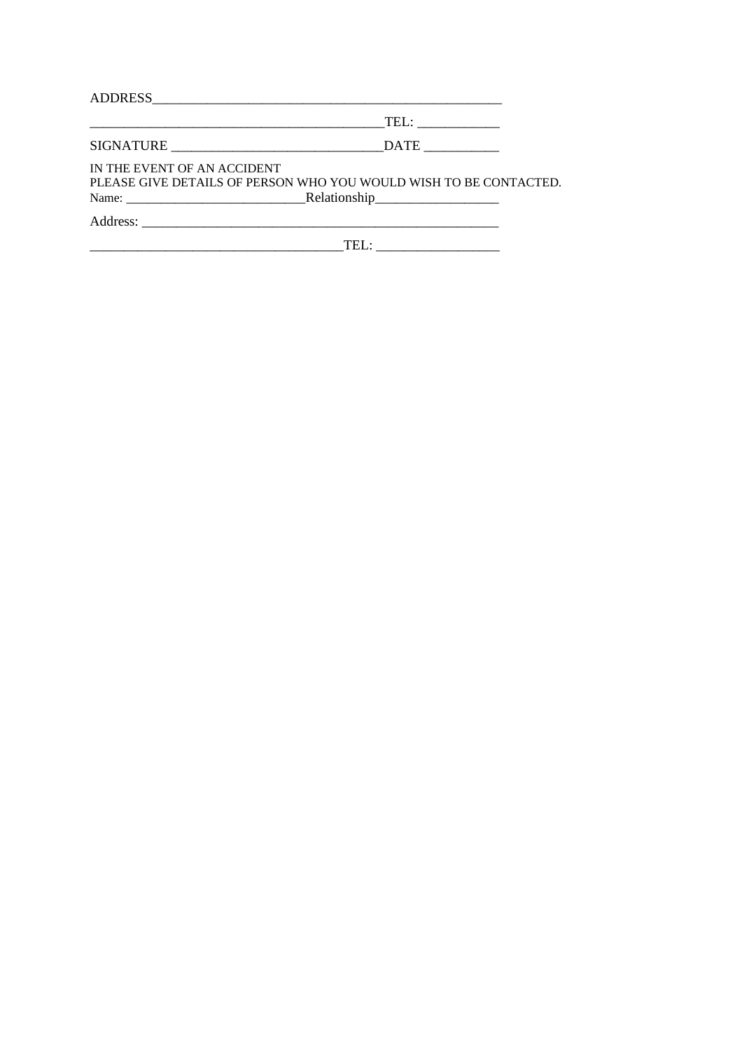ADDRESS_____________________________________________________

____________________________________________TEL: ____________

SIGNATURE _______________________________DATE ___________

IN THE EVENT OF AN ACCIDENT
PLEASE GIVE DETAILS OF PERSON WHO YOU WOULD WISH TO BE CONTACTED.
Name: ___________________________Relationship__________________

Address: _______________________________________________________

_____________________________________TEL: __________________